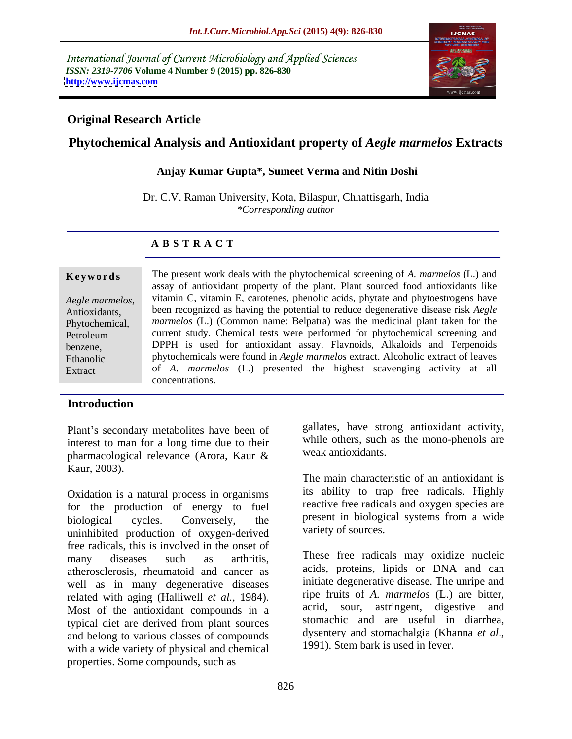International Journal of Current Microbiology and Applied Sciences
*ISSN: 2319-7706* **Volume 4 Number 9 (2015) pp. 826-830**
**http://www.ijcmas.com**

**Original Research Article**

# Phytochemical Analysis and Antioxidant property of *Aegle marmelos* Extracts

**Anjay Kumar Gupta\*, Sumeet Verma and Nitin Doshi**

Dr. C.V. Raman University, Kota, Bilaspur, Chhattisgarh, India
*\*Corresponding author*

## A B S T R A C T

**Keywords**

*Aegle marmelos*, Antioxidants, Phytochemical, Petroleum benzene, Ethanolic Extract

The present work deals with the phytochemical screening of *A. marmelos* (L.) and assay of antioxidant property of the plant. Plant sourced food antioxidants like vitamin C, vitamin E, carotenes, phenolic acids, phytate and phytoestrogens have been recognized as having the potential to reduce degenerative disease risk *Aegle marmelos* (L.) (Common name: Belpatra) was the medicinal plant taken for the current study. Chemical tests were performed for phytochemical screening and DPPH is used for antioxidant assay. Flavnoids, Alkaloids and Terpenoids phytochemicals were found in *Aegle marmelos* extract. Alcoholic extract of leaves of *A. marmelos* (L.) presented the highest scavenging activity at all concentrations.

## Introduction

Plant's secondary metabolites have been of interest to man for a long time due to their pharmacological relevance (Arora, Kaur & Kaur, 2003).

Oxidation is a natural process in organisms for the production of energy to fuel biological cycles. Conversely, the uninhibited production of oxygen-derived free radicals, this is involved in the onset of many diseases such as arthritis, atherosclerosis, rheumatoid and cancer as well as in many degenerative diseases related with aging (Halliwell *et al.*, 1984). Most of the antioxidant compounds in a typical diet are derived from plant sources and belong to various classes of compounds with a wide variety of physical and chemical properties. Some compounds, such as gallates, have strong antioxidant activity, while others, such as the mono-phenols are weak antioxidants.

The main characteristic of an antioxidant is its ability to trap free radicals. Highly reactive free radicals and oxygen species are present in biological systems from a wide variety of sources.

These free radicals may oxidize nucleic acids, proteins, lipids or DNA and can initiate degenerative disease. The unripe and ripe fruits of *A. marmelos* (L.) are bitter, acrid, sour, astringent, digestive and stomachic and are useful in diarrhea, dysentery and stomachalgia (Khanna *et al*., 1991). Stem bark is used in fever.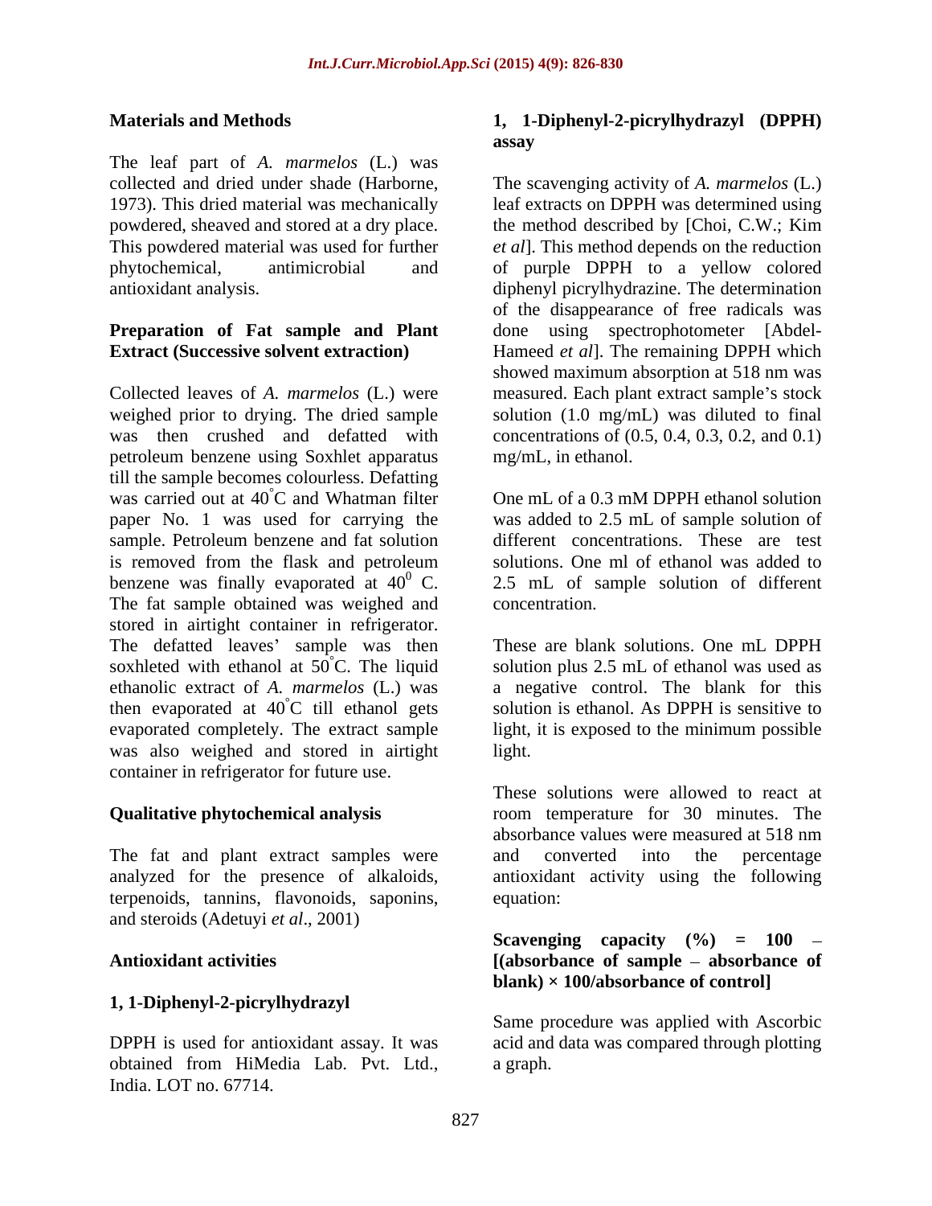## Materials and Methods

The leaf part of *A. marmelos* (L.) was collected and dried under shade (Harborne, 1973). This dried material was mechanically powdered, sheaved and stored at a dry place. This powdered material was used for further phytochemical, antimicrobial and antioxidant analysis.

### Preparation of Fat sample and Plant Extract (Successive solvent extraction)

Collected leaves of *A. marmelos* (L.) were weighed prior to drying. The dried sample was then crushed and defatted with petroleum benzene using Soxhlet apparatus till the sample becomes colourless. Defatting was carried out at 40°C and Whatman filter paper No. 1 was used for carrying the sample. Petroleum benzene and fat solution is removed from the flask and petroleum benzene was finally evaporated at $40^0$ C. The fat sample obtained was weighed and stored in airtight container in refrigerator. The defatted leaves' sample was then soxhleted with ethanol at 50°C. The liquid ethanolic extract of *A. marmelos* (L.) was then evaporated at 40°C till ethanol gets evaporated completely. The extract sample was also weighed and stored in airtight container in refrigerator for future use.

### Qualitative phytochemical analysis

The fat and plant extract samples were analyzed for the presence of alkaloids, terpenoids, tannins, flavonoids, saponins, and steroids (Adetuyi *et al*., 2001)

### Antioxidant activities

### 1, 1-Diphenyl-2-picrylhydrazyl

DPPH is used for antioxidant assay. It was obtained from HiMedia Lab. Pvt. Ltd., India. LOT no. 67714.

### 1, 1-Diphenyl-2-picrylhydrazyl (DPPH) assay

The scavenging activity of *A. marmelos* (L.) leaf extracts on DPPH was determined using the method described by [Choi, C.W.; Kim *et al*]. This method depends on the reduction of purple DPPH to a yellow colored diphenyl picrylhydrazine. The determination of the disappearance of free radicals was done using spectrophotometer [Abdel-Hameed *et al*]. The remaining DPPH which showed maximum absorption at 518 nm was measured. Each plant extract sample's stock solution (1.0 mg/mL) was diluted to final concentrations of (0.5, 0.4, 0.3, 0.2, and 0.1) mg/mL, in ethanol.

One mL of a 0.3 mM DPPH ethanol solution was added to 2.5 mL of sample solution of different concentrations. These are test solutions. One ml of ethanol was added to 2.5 mL of sample solution of different concentration.

These are blank solutions. One mL DPPH solution plus 2.5 mL of ethanol was used as a negative control. The blank for this solution is ethanol. As DPPH is sensitive to light, it is exposed to the minimum possible light.

These solutions were allowed to react at room temperature for 30 minutes. The absorbance values were measured at 518 nm and converted into the percentage antioxidant activity using the following equation:

**Scavenging capacity (%) = 100 – [(absorbance of sample – absorbance of blank) × 100/absorbance of control]**

Same procedure was applied with Ascorbic acid and data was compared through plotting a graph.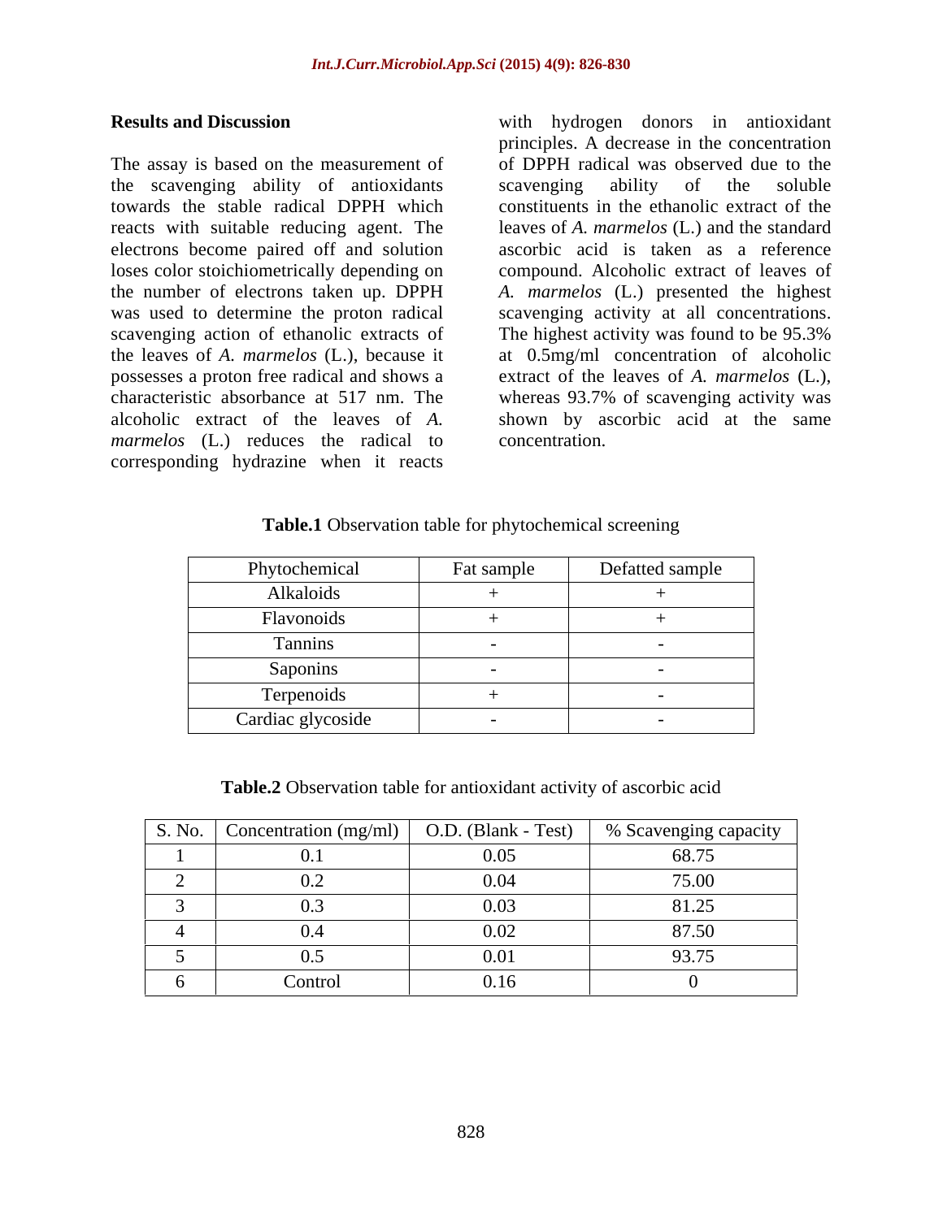## Results and Discussion

The assay is based on the measurement of the scavenging ability of antioxidants towards the stable radical DPPH which reacts with suitable reducing agent. The electrons become paired off and solution loses color stoichiometrically depending on the number of electrons taken up. DPPH was used to determine the proton radical scavenging action of ethanolic extracts of the leaves of *A. marmelos* (L.), because it possesses a proton free radical and shows a characteristic absorbance at 517 nm. The alcoholic extract of the leaves of *A. marmelos* (L.) reduces the radical to corresponding hydrazine when it reacts with hydrogen donors in antioxidant principles. A decrease in the concentration of DPPH radical was observed due to the scavenging ability of the soluble constituents in the ethanolic extract of the leaves of *A. marmelos* (L.) and the standard ascorbic acid is taken as a reference compound. Alcoholic extract of leaves of *A. marmelos* (L.) presented the highest scavenging activity at all concentrations. The highest activity was found to be 95.3% at 0.5mg/ml concentration of alcoholic extract of the leaves of *A. marmelos* (L.), whereas 93.7% of scavenging activity was shown by ascorbic acid at the same concentration.

**Table.1** Observation table for phytochemical screening

| Phytochemical | Fat sample | Defatted sample |
|---|---|---|
| Alkaloids | + | + |
| Flavonoids | + | + |
| Tannins | - | - |
| Saponins | - | - |
| Terpenoids | + | - |
| Cardiac glycoside | - | - |

**Table.2** Observation table for antioxidant activity of ascorbic acid

| S. No. | Concentration (mg/ml) | O.D. (Blank - Test) | % Scavenging capacity |
|---|---|---|---|
| 1 | 0.1 | 0.05 | 68.75 |
| 2 | 0.2 | 0.04 | 75.00 |
| 3 | 0.3 | 0.03 | 81.25 |
| 4 | 0.4 | 0.02 | 87.50 |
| 5 | 0.5 | 0.01 | 93.75 |
| 6 | Control | 0.16 | 0 |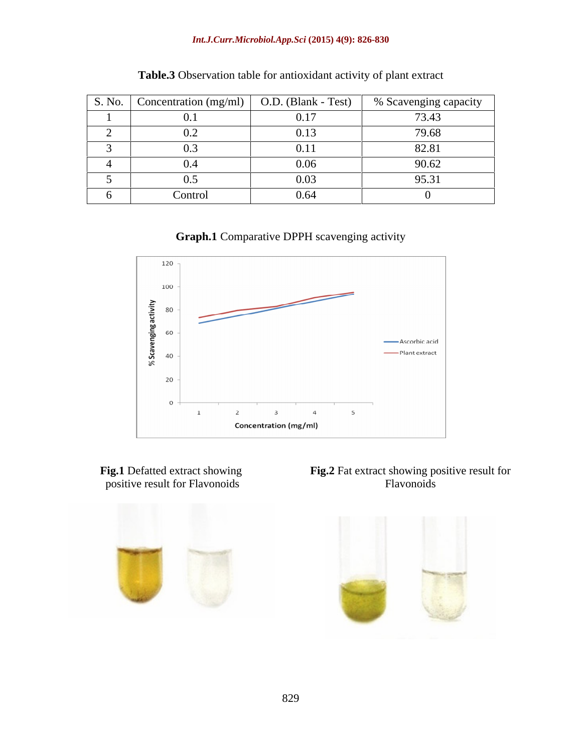**Table.3** Observation table for antioxidant activity of plant extract

| S. No. | Concentration (mg/ml) | O.D. (Blank - Test) | % Scavenging capacity |
|---|---|---|---|
| 1 | 0.1 | 0.17 | 73.43 |
| 2 | 0.2 | 0.13 | 79.68 |
| 3 | 0.3 | 0.11 | 82.81 |
| 4 | 0.4 | 0.06 | 90.62 |
| 5 | 0.5 | 0.03 | 95.31 |
| 6 | Control | 0.64 | 0 |

**Graph.1** Comparative DPPH scavenging activity

**Fig.1** Defatted extract showing positive result for Flavonoids

**Fig.2** Fat extract showing positive result for Flavonoids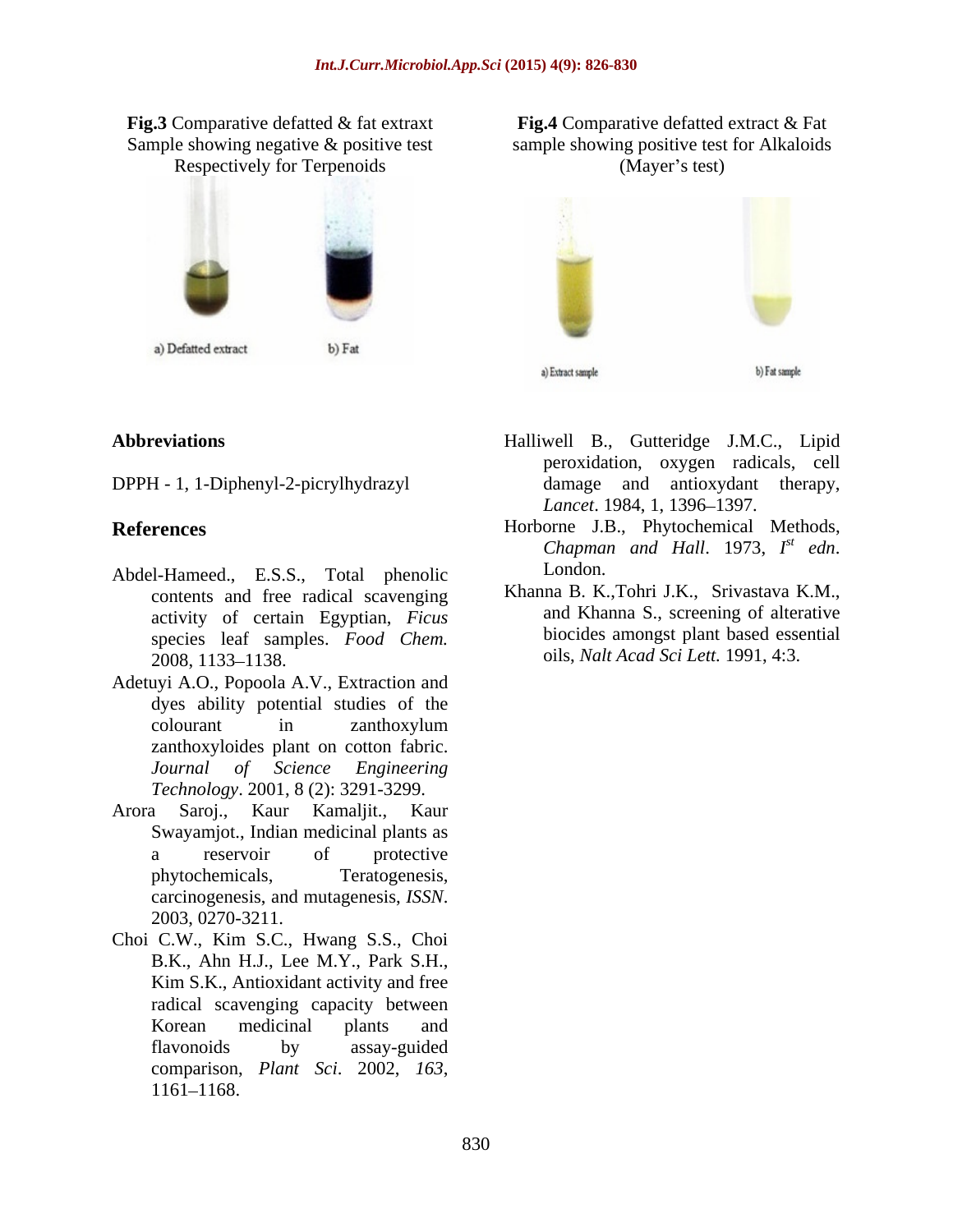**Fig.3** Comparative defatted & fat extraxt Sample showing negative & positive test Respectively for Terpenoids

a) Defatted extract

b) Fat

**Fig.4** Comparative defatted extract & Fat sample showing positive test for Alkaloids (Mayer's test)

a) Extract sample

b) Fat sample

## Abbreviations

DPPH - 1, 1-Diphenyl-2-picrylhydrazyl

## References

Abdel-Hameed., E.S.S., Total phenolic contents and free radical scavenging activity of certain Egyptian, *Ficus* species leaf samples. *Food Chem.* 2008, 1133–1138.

Adetuyi A.O., Popoola A.V., Extraction and dyes ability potential studies of the colourant in zanthoxylum zanthoxyloides plant on cotton fabric. *Journal of Science Engineering Technology*. 2001, 8 (2): 3291-3299.

Arora Saroj., Kaur Kamaljit., Kaur Swayamjot., Indian medicinal plants as a reservoir of protective phytochemicals, Teratogenesis, carcinogenesis, and mutagenesis, *ISSN*. 2003, 0270-3211.

Choi C.W., Kim S.C., Hwang S.S., Choi B.K., Ahn H.J., Lee M.Y., Park S.H., Kim S.K., Antioxidant activity and free radical scavenging capacity between Korean medicinal plants and flavonoids by assay-guided comparison, *Plant Sci*. 2002, *163*, 1161–1168.

Halliwell B., Gutteridge J.M.C., Lipid peroxidation, oxygen radicals, cell damage and antioxydant therapy, *Lancet*. 1984, 1, 1396–1397.

Horborne J.B., Phytochemical Methods, *Chapman and Hall*. 1973, *I^st edn*. London.

Khanna B. K.,Tohri J.K., Srivastava K.M., and Khanna S., screening of alterative biocides amongst plant based essential oils, *Nalt Acad Sci Lett.* 1991, 4:3.